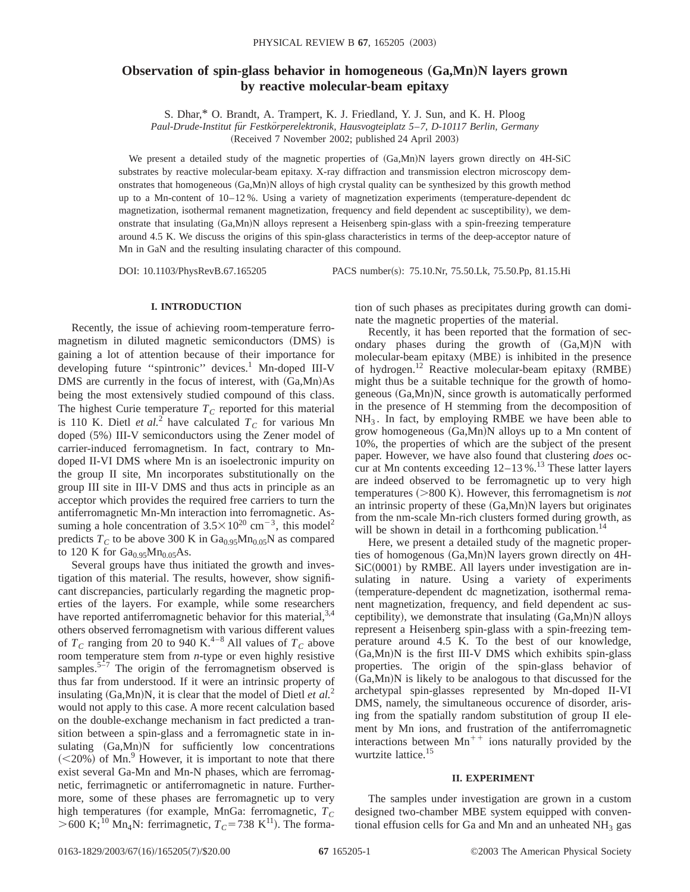# Observation of spin-glass behavior in homogeneous (Ga,Mn)N layers grown by reactive molecular-beam epitaxy

S. Dhar,* O. Brandt, A. Trampert, K. J. Friedland, Y. J. Sun, and K. H. Ploog

*Paul-Drude-Institut für Festkörperelektronik, Hausvogteiplatz 5–7, D-10117 Berlin, Germany*

(Received 7 November 2002; published 24 April 2003)

We present a detailed study of the magnetic properties of (Ga,Mn)N layers grown directly on 4H-SiC substrates by reactive molecular-beam epitaxy. X-ray diffraction and transmission electron microscopy demonstrates that homogeneous (Ga,Mn)N alloys of high crystal quality can be synthesized by this growth method up to a Mn-content of 10–12 %. Using a variety of magnetization experiments (temperature-dependent dc magnetization, isothermal remanent magnetization, frequency and field dependent ac susceptibility), we demonstrate that insulating (Ga,Mn)N alloys represent a Heisenberg spin-glass with a spin-freezing temperature around 4.5 K. We discuss the origins of this spin-glass characteristics in terms of the deep-acceptor nature of Mn in GaN and the resulting insulating character of this compound.

DOI: 10.1103/PhysRevB.67.165205 PACS number(s): 75.10.Nr, 75.50.Lk, 75.50.Pp, 81.15.Hi

## I. INTRODUCTION

Recently, the issue of achieving room-temperature ferromagnetism in diluted magnetic semiconductors (DMS) is gaining a lot of attention because of their importance for developing future "spintronic" devices.[1] Mn-doped III-V DMS are currently in the focus of interest, with (Ga,Mn)As being the most extensively studied compound of this class. The highest Curie temperature $T_C$ reported for this material is 110 K. Dietl *et al.*[2] have calculated $T_C$ for various Mn doped (5%) III-V semiconductors using the Zener model of carrier-induced ferromagnetism. In fact, contrary to Mn-doped II-VI DMS where Mn is an isoelectronic impurity on the group II site, Mn incorporates substitutionally on the group III site in III-V DMS and thus acts in principle as an acceptor which provides the required free carriers to turn the antiferromagnetic Mn-Mn interaction into ferromagnetic. Assuming a hole concentration of $3.5\times10^{20}$ cm$^{-3}$, this model[2] predicts $T_C$ to be above 300 K in $Ga_{0.95}Mn_{0.05}N$ as compared to 120 K for $Ga_{0.95}Mn_{0.05}As$.

Several groups have thus initiated the growth and investigation of this material. The results, however, show significant discrepancies, particularly regarding the magnetic properties of the layers. For example, while some researchers have reported antiferromagnetic behavior for this material,[3,4] others observed ferromagnetism with various different values of $T_C$ ranging from 20 to 940 K.[4–8] All values of $T_C$ above room temperature stem from *n*-type or even highly resistive samples.[5–7] The origin of the ferromagnetism observed is thus far from understood. If it were an intrinsic property of insulating (Ga,Mn)N, it is clear that the model of Dietl *et al.*[2] would not apply to this case. A more recent calculation based on the double-exchange mechanism in fact predicted a transition between a spin-glass and a ferromagnetic state in insulating (Ga,Mn)N for sufficiently low concentrations (<20%) of Mn.[9] However, it is important to note that there exist several Ga-Mn and Mn-N phases, which are ferromagnetic, ferrimagnetic or antiferromagnetic in nature. Furthermore, some of these phases are ferromagnetic up to very high temperatures (for example, MnGa: ferromagnetic, $T_C$ >600 K;[10] $Mn_4N$: ferrimagnetic, $T_C$ = 738 K[11]). The formation of such phases as precipitates during growth can dominate the magnetic properties of the material.

Recently, it has been reported that the formation of secondary phases during the growth of (Ga,M)N with molecular-beam epitaxy (MBE) is inhibited in the presence of hydrogen.[12] Reactive molecular-beam epitaxy (RMBE) might thus be a suitable technique for the growth of homogeneous (Ga,Mn)N, since growth is automatically performed in the presence of H stemming from the decomposition of $NH_3$. In fact, by employing RMBE we have been able to grow homogeneous (Ga,Mn)N alloys up to a Mn content of 10%, the properties of which are the subject of the present paper. However, we have also found that clustering *does* occur at Mn contents exceeding 12–13 %.[13] These latter layers are indeed observed to be ferromagnetic up to very high temperatures (>800 K). However, this ferromagnetism is *not* an intrinsic property of these (Ga,Mn)N layers but originates from the nm-scale Mn-rich clusters formed during growth, as will be shown in detail in a forthcoming publication.[14]

Here, we present a detailed study of the magnetic properties of homogeneous (Ga,Mn)N layers grown directly on 4H-SiC(0001) by RMBE. All layers under investigation are insulating in nature. Using a variety of experiments (temperature-dependent dc magnetization, isothermal remanent magnetization, frequency, and field dependent ac susceptibility), we demonstrate that insulating (Ga,Mn)N alloys represent a Heisenberg spin-glass with a spin-freezing temperature around 4.5 K. To the best of our knowledge, (Ga,Mn)N is the first III-V DMS which exhibits spin-glass properties. The origin of the spin-glass behavior of (Ga,Mn)N is likely to be analogous to that discussed for the archetypal spin-glasses represented by Mn-doped II-VI DMS, namely, the simultaneous occurence of disorder, arising from the spatially random substitution of group II element by Mn ions, and frustration of the antiferromagnetic interactions between $Mn^{++}$ ions naturally provided by the wurtzite lattice.[15]

## II. EXPERIMENT

The samples under investigation are grown in a custom designed two-chamber MBE system equipped with conventional effusion cells for Ga and Mn and an unheated $NH_3$ gas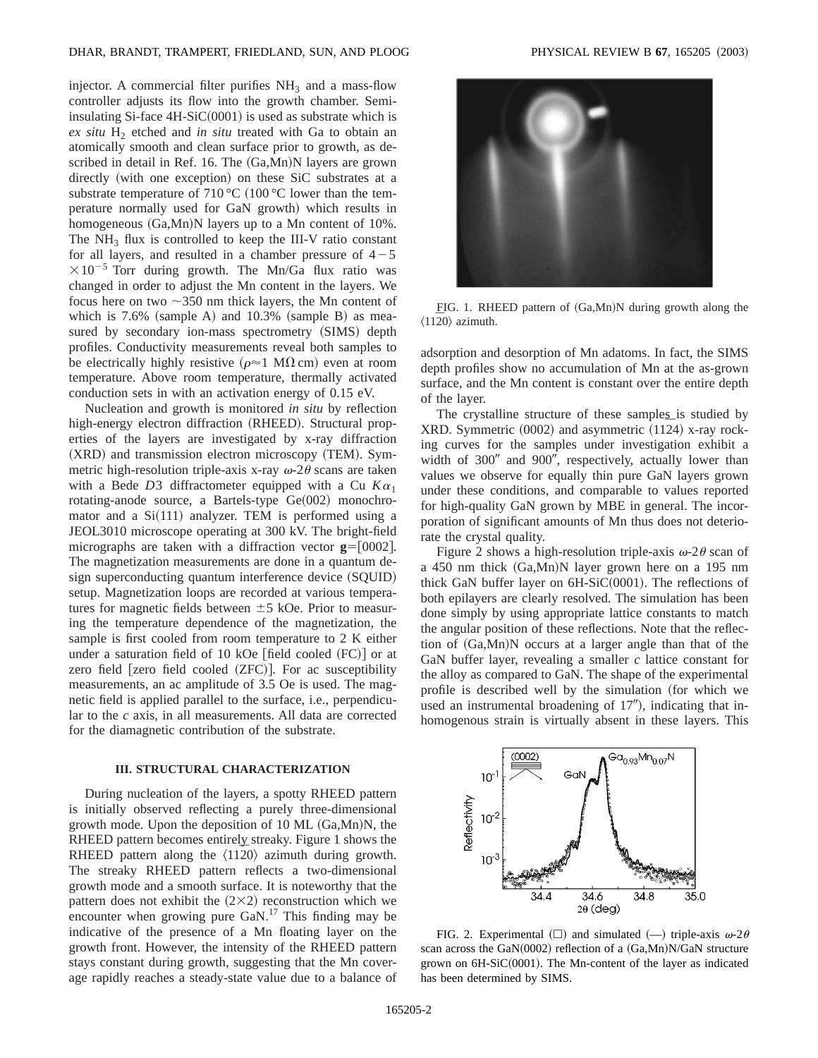injector. A commercial filter purifies $NH_3$ and a mass-flow controller adjusts its flow into the growth chamber. Semi-insulating Si-face 4H-SiC(0001) is used as substrate which is *ex situ* $H_2$ etched and *in situ* treated with Ga to obtain an atomically smooth and clean surface prior to growth, as described in detail in Ref. 16. The (Ga,Mn)N layers are grown directly (with one exception) on these SiC substrates at a substrate temperature of 710 °C (100 °C lower than the temperature normally used for GaN growth) which results in homogeneous (Ga,Mn)N layers up to a Mn content of 10%. The $NH_3$ flux is controlled to keep the III-V ratio constant for all layers, and resulted in a chamber pressure of $4-5 \times 10^{-5}$ Torr during growth. The Mn/Ga flux ratio was changed in order to adjust the Mn content in the layers. We focus here on two ~350 nm thick layers, the Mn content of which is 7.6% (sample A) and 10.3% (sample B) as measured by secondary ion-mass spectrometry (SIMS) depth profiles. Conductivity measurements reveal both samples to be electrically highly resistive ($\rho \approx 1$ MΩ cm) even at room temperature. Above room temperature, thermally activated conduction sets in with an activation energy of 0.15 eV.

Nucleation and growth is monitored *in situ* by reflection high-energy electron diffraction (RHEED). Structural properties of the layers are investigated by x-ray diffraction (XRD) and transmission electron microscopy (TEM). Symmetric high-resolution triple-axis x-ray $\omega$-$2\theta$ scans are taken with a Bede $D3$ diffractometer equipped with a Cu $K\alpha_1$ rotating-anode source, a Bartels-type Ge(002) monochromator and a Si(111) analyzer. TEM is performed using a JEOL3010 microscope operating at 300 kV. The bright-field micrographs are taken with a diffraction vector $\mathbf{g}=[0002]$. The magnetization measurements are done in a quantum design superconducting quantum interference device (SQUID) setup. Magnetization loops are recorded at various temperatures for magnetic fields between ±5 kOe. Prior to measuring the temperature dependence of the magnetization, the sample is first cooled from room temperature to 2 K either under a saturation field of 10 kOe [field cooled (FC)] or at zero field [zero field cooled (ZFC)]. For ac susceptibility measurements, an ac amplitude of 3.5 Oe is used. The magnetic field is applied parallel to the surface, i.e., perpendicular to the *c* axis, in all measurements. All data are corrected for the diamagnetic contribution of the substrate.

### III. STRUCTURAL CHARACTERIZATION

During nucleation of the layers, a spotty RHEED pattern is initially observed reflecting a purely three-dimensional growth mode. Upon the deposition of 10 ML (Ga,Mn)N, the RHEED pattern becomes entirely streaky. Figure 1 shows the RHEED pattern along the ⟨1120⟩ azimuth during growth. The streaky RHEED pattern reflects a two-dimensional growth mode and a smooth surface. It is noteworthy that the pattern does not exhibit the (2×2) reconstruction which we encounter when growing pure GaN.[17] This finding may be indicative of the presence of a Mn floating layer on the growth front. However, the intensity of the RHEED pattern stays constant during growth, suggesting that the Mn coverage rapidly reaches a steady-state value due to a balance of adsorption and desorption of Mn adatoms. In fact, the SIMS depth profiles show no accumulation of Mn at the as-grown surface, and the Mn content is constant over the entire depth of the layer.

FIG. 1. RHEED pattern of (Ga,Mn)N during growth along the ⟨1120⟩ azimuth.

The crystalline structure of these samples is studied by XRD. Symmetric (0002) and asymmetric (1124) x-ray rocking curves for the samples under investigation exhibit a width of 300″ and 900″, respectively, actually lower than values we observe for equally thin pure GaN layers grown under these conditions, and comparable to values reported for high-quality GaN grown by MBE in general. The incorporation of significant amounts of Mn thus does not deteriorate the crystal quality.

Figure 2 shows a high-resolution triple-axis $\omega$-$2\theta$ scan of a 450 nm thick (Ga,Mn)N layer grown here on a 195 nm thick GaN buffer layer on 6H-SiC(0001). The reflections of both epilayers are clearly resolved. The simulation has been done simply by using appropriate lattice constants to match the angular position of these reflections. Note that the reflection of (Ga,Mn)N occurs at a larger angle than that of the GaN buffer layer, revealing a smaller *c* lattice constant for the alloy as compared to GaN. The shape of the experimental profile is described well by the simulation (for which we used an instrumental broadening of 17″), indicating that inhomogenous strain is virtually absent in these layers. This

FIG. 2. Experimental (□) and simulated (—) triple-axis $\omega$-$2\theta$ scan across the GaN(0002) reflection of a (Ga,Mn)N/GaN structure grown on 6H-SiC(0001). The Mn-content of the layer as indicated has been determined by SIMS.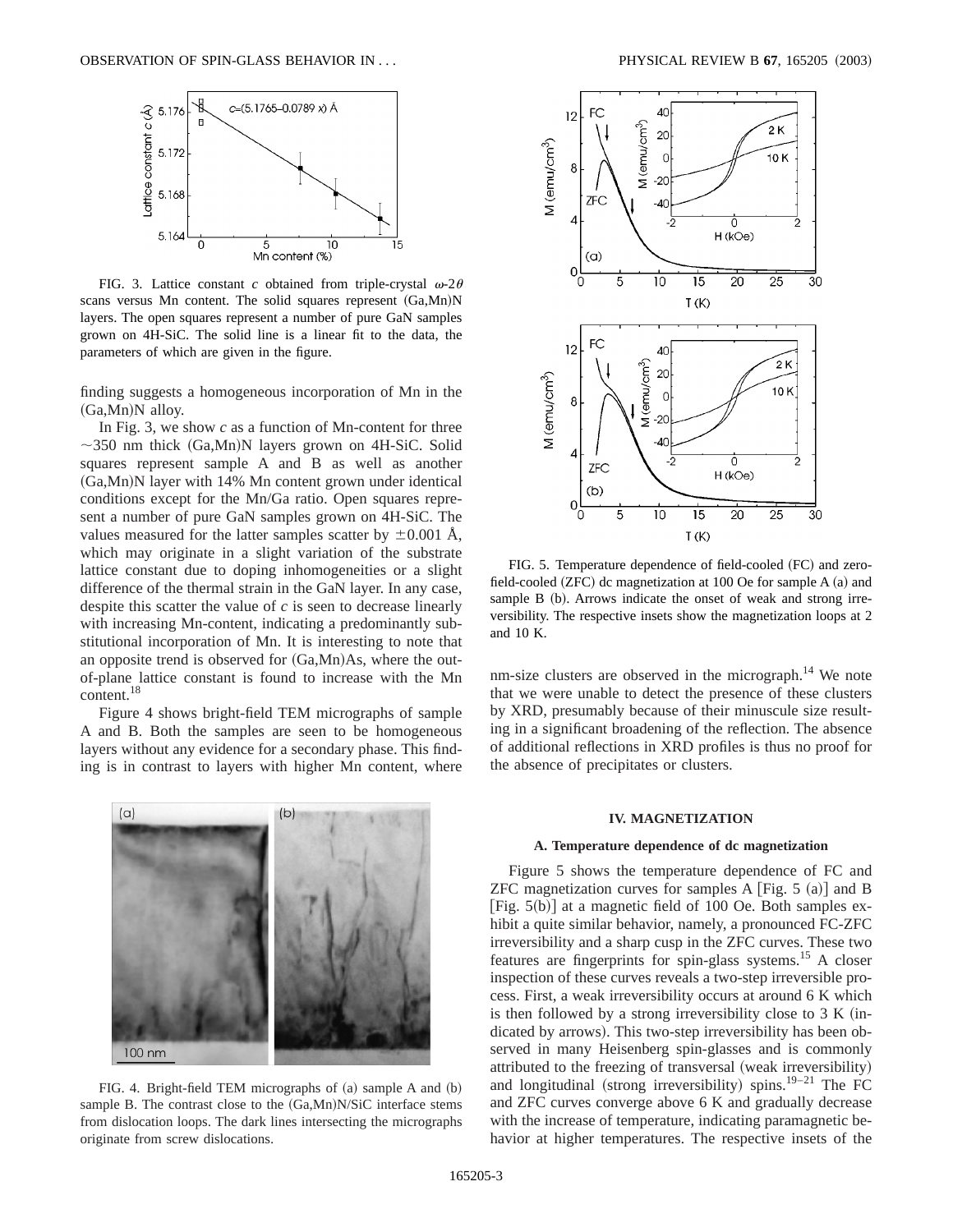FIG. 3. Lattice constant $c$ obtained from triple-crystal $\omega$-$2\theta$ scans versus Mn content. The solid squares represent (Ga,Mn)N layers. The open squares represent a number of pure GaN samples grown on 4H-SiC. The solid line is a linear fit to the data, the parameters of which are given in the figure.

finding suggests a homogeneous incorporation of Mn in the (Ga,Mn)N alloy.

In Fig. 3, we show $c$ as a function of Mn-content for three ~350 nm thick (Ga,Mn)N layers grown on 4H-SiC. Solid squares represent sample A and B as well as another (Ga,Mn)N layer with 14% Mn content grown under identical conditions except for the Mn/Ga ratio. Open squares represent a number of pure GaN samples grown on 4H-SiC. The values measured for the latter samples scatter by $\pm 0.001$ Å, which may originate in a slight variation of the substrate lattice constant due to doping inhomogeneities or a slight difference of the thermal strain in the GaN layer. In any case, despite this scatter the value of $c$ is seen to decrease linearly with increasing Mn-content, indicating a predominantly substitutional incorporation of Mn. It is interesting to note that an opposite trend is observed for (Ga,Mn)As, where the out-of-plane lattice constant is found to increase with the Mn content.[18]

Figure 4 shows bright-field TEM micrographs of sample A and B. Both the samples are seen to be homogeneous layers without any evidence for a secondary phase. This finding is in contrast to layers with higher Mn content, where nm-size clusters are observed in the micrograph.[14] We note that we were unable to detect the presence of these clusters by XRD, presumably because of their minuscule size resulting in a significant broadening of the reflection. The absence of additional reflections in XRD profiles is thus no proof for the absence of precipitates or clusters.

FIG. 4. Bright-field TEM micrographs of (a) sample A and (b) sample B. The contrast close to the (Ga,Mn)N/SiC interface stems from dislocation loops. The dark lines intersecting the micrographs originate from screw dislocations.

FIG. 5. Temperature dependence of field-cooled (FC) and zero-field-cooled (ZFC) dc magnetization at 100 Oe for sample A (a) and sample B (b). Arrows indicate the onset of weak and strong irreversibility. The respective insets show the magnetization loops at 2 and 10 K.

## IV. MAGNETIZATION

### A. Temperature dependence of dc magnetization

Figure 5 shows the temperature dependence of FC and ZFC magnetization curves for samples A [Fig. 5 (a)] and B [Fig. 5(b)] at a magnetic field of 100 Oe. Both samples exhibit a quite similar behavior, namely, a pronounced FC-ZFC irreversibility and a sharp cusp in the ZFC curves. These two features are fingerprints for spin-glass systems.[15] A closer inspection of these curves reveals a two-step irreversible process. First, a weak irreversibility occurs at around 6 K which is then followed by a strong irreversibility close to 3 K (indicated by arrows). This two-step irreversibility has been observed in many Heisenberg spin-glasses and is commonly attributed to the freezing of transversal (weak irreversibility) and longitudinal (strong irreversibility) spins.[19–21] The FC and ZFC curves converge above 6 K and gradually decrease with the increase of temperature, indicating paramagnetic behavior at higher temperatures. The respective insets of the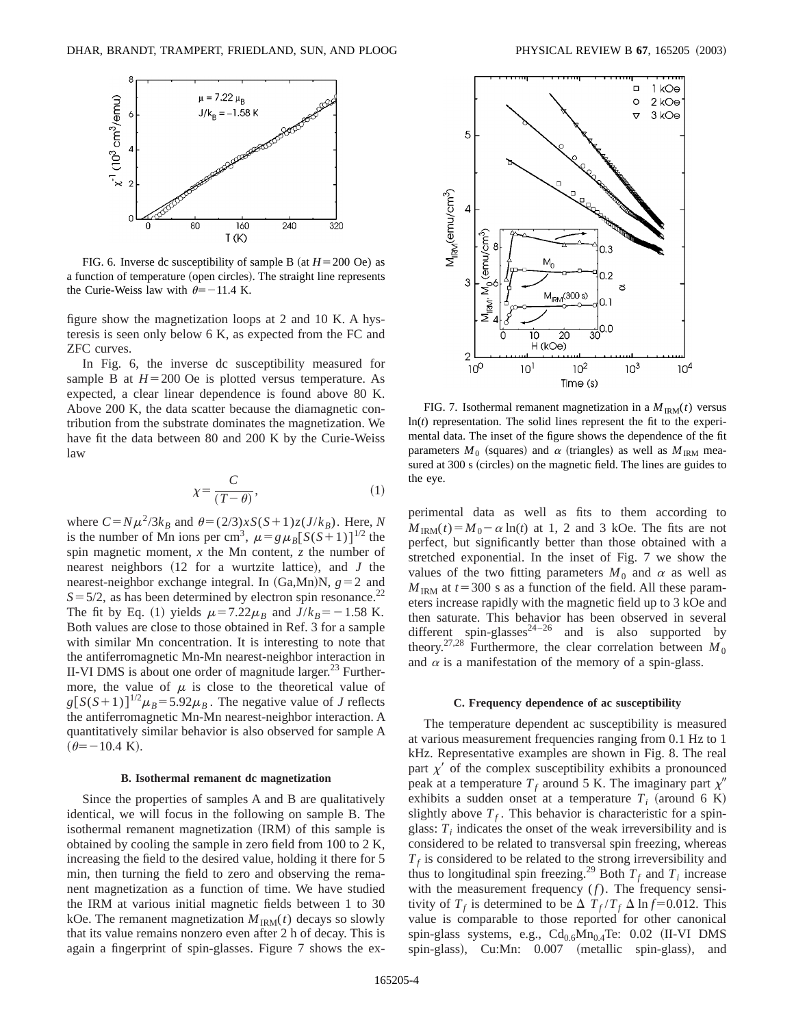FIG. 6. Inverse dc susceptibility of sample B (at $H = 200$ Oe) as a function of temperature (open circles). The straight line represents the Curie-Weiss law with $\theta = -11.4$ K.

figure show the magnetization loops at 2 and 10 K. A hysteresis is seen only below 6 K, as expected from the FC and ZFC curves.

In Fig. 6, the inverse dc susceptibility measured for sample B at $H = 200$ Oe is plotted versus temperature. As expected, a clear linear dependence is found above 80 K. Above 200 K, the data scatter because the diamagnetic contribution from the substrate dominates the magnetization. We have fit the data between 80 and 200 K by the Curie-Weiss law

$$\chi = \frac{C}{(T-\theta)}, \tag{1}$$

where $C = N\mu^2/3k_B$ and $\theta = (2/3)xS(S+1)z(J/k_B)$. Here, $N$ is the number of Mn ions per $\mathrm{cm}^3$, $\mu = g\mu_B[S(S+1)]^{1/2}$ the spin magnetic moment, $x$ the Mn content, $z$ the number of nearest neighbors (12 for a wurtzite lattice), and $J$ the nearest-neighbor exchange integral. In (Ga,Mn)N, $g = 2$ and $S = 5/2$, as has been determined by electron spin resonance.[22] The fit by Eq. (1) yields $\mu = 7.22\mu_B$ and $J/k_B = -1.58$ K. Both values are close to those obtained in Ref. 3 for a sample with similar Mn concentration. It is interesting to note that the antiferromagnetic Mn-Mn nearest-neighbor interaction in II-VI DMS is about one order of magnitude larger.[23] Furthermore, the value of $\mu$ is close to the theoretical value of $g[S(S+1)]^{1/2}\mu_B = 5.92\mu_B$. The negative value of $J$ reflects the antiferromagnetic Mn-Mn nearest-neighbor interaction. A quantitatively similar behavior is also observed for sample A ($\theta = -10.4$ K).

### B. Isothermal remanent dc magnetization

Since the properties of samples A and B are qualitatively identical, we will focus in the following on sample B. The isothermal remanent magnetization (IRM) of this sample is obtained by cooling the sample in zero field from 100 to 2 K, increasing the field to the desired value, holding it there for 5 min, then turning the field to zero and observing the remanent magnetization as a function of time. We have studied the IRM at various initial magnetic fields between 1 to 30 kOe. The remanent magnetization $M_{\mathrm{IRM}}(t)$ decays so slowly that its value remains nonzero even after 2 h of decay. This is again a fingerprint of spin-glasses. Figure 7 shows the experimental data as well as fits to them according to $M_{\mathrm{IRM}}(t) = M_0 - \alpha \ln(t)$ at 1, 2 and 3 kOe. The fits are not perfect, but significantly better than those obtained with a stretched exponential. In the inset of Fig. 7 we show the values of the two fitting parameters $M_0$ and $\alpha$ as well as $M_{\mathrm{IRM}}$ at $t = 300$ s as a function of the field. All these parameters increase rapidly with the magnetic field up to 3 kOe and then saturate. This behavior has been observed in several different spin-glasses[24–26] and is also supported by theory.[27,28] Furthermore, the clear correlation between $M_0$ and $\alpha$ is a manifestation of the memory of a spin-glass.

FIG. 7. Isothermal remanent magnetization in a $M_{\mathrm{IRM}}(t)$ versus $\ln(t)$ representation. The solid lines represent the fit to the experimental data. The inset of the figure shows the dependence of the fit parameters $M_0$ (squares) and $\alpha$ (triangles) as well as $M_{\mathrm{IRM}}$ measured at 300 s (circles) on the magnetic field. The lines are guides to the eye.

### C. Frequency dependence of ac susceptibility

The temperature dependent ac susceptibility is measured at various measurement frequencies ranging from 0.1 Hz to 1 kHz. Representative examples are shown in Fig. 8. The real part $\chi'$ of the complex susceptibility exhibits a pronounced peak at a temperature $T_f$ around 5 K. The imaginary part $\chi''$ exhibits a sudden onset at a temperature $T_i$ (around 6 K) slightly above $T_f$. This behavior is characteristic for a spin-glass: $T_i$ indicates the onset of the weak irreversibility and is considered to be related to transversal spin freezing, whereas $T_f$ is considered to be related to the strong irreversibility and thus to longitudinal spin freezing.[29] Both $T_f$ and $T_i$ increase with the measurement frequency ($f$). The frequency sensitivity of $T_f$ is determined to be $\Delta T_f / T_f \Delta \ln f = 0.012$. This value is comparable to those reported for other canonical spin-glass systems, e.g., $\mathrm{Cd_{0.6}Mn_{0.4}Te}$: 0.02 (II-VI DMS spin-glass), Cu:Mn: 0.007 (metallic spin-glass), and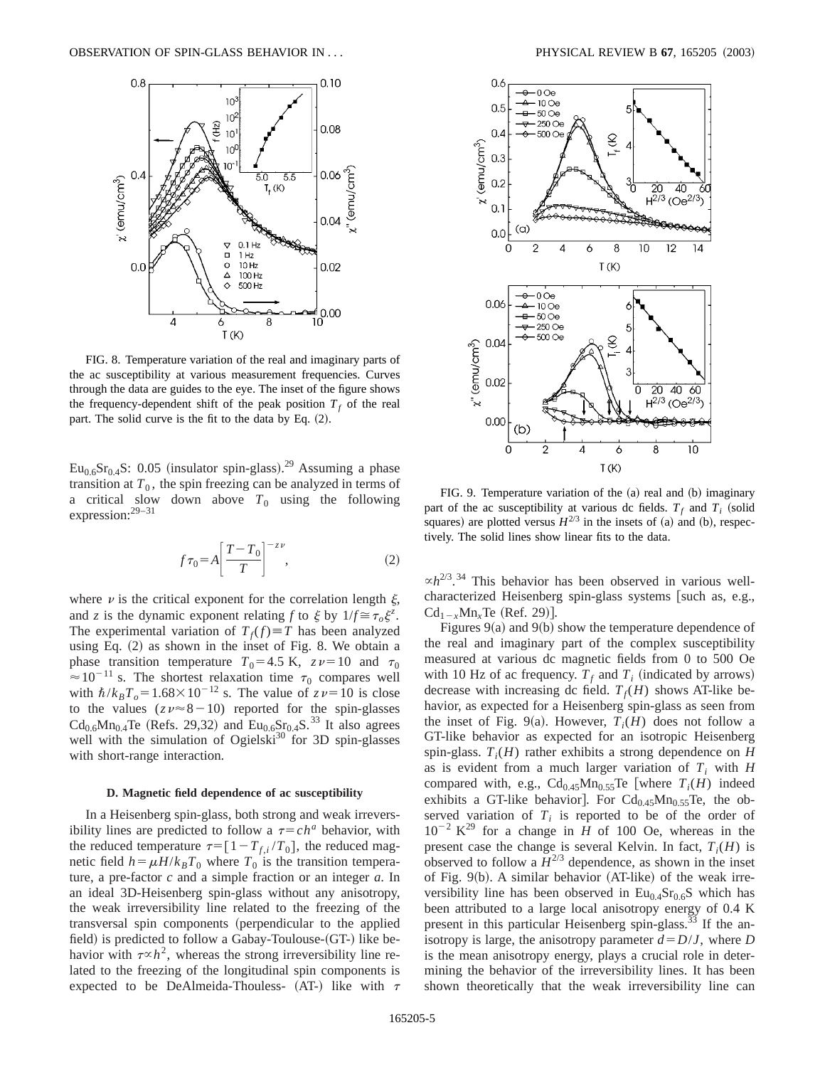FIG. 8. Temperature variation of the real and imaginary parts of the ac susceptibility at various measurement frequencies. Curves through the data are guides to the eye. The inset of the figure shows the frequency-dependent shift of the peak position $T_f$ of the real part. The solid curve is the fit to the data by Eq. (2).

$Eu_{0.6}Sr_{0.4}S$: 0.05 (insulator spin-glass).[29] Assuming a phase transition at $T_0$, the spin freezing can be analyzed in terms of a critical slow down above $T_0$ using the following expression:[29–31]

$$f\tau_0 = A\left[\frac{T-T_0}{T}\right]^{-z\nu}, \tag{2}$$

where $\nu$ is the critical exponent for the correlation length $\xi$, and $z$ is the dynamic exponent relating $f$ to $\xi$ by $1/f \cong \tau_o \xi^z$. The experimental variation of $T_f(f) \equiv T$ has been analyzed using Eq. (2) as shown in the inset of Fig. 8. We obtain a phase transition temperature $T_0 = 4.5$ K, $z\nu = 10$ and $\tau_0 \approx 10^{-11}$ s. The shortest relaxation time $\tau_0$ compares well with $\hbar/k_B T_o = 1.68\times 10^{-12}$ s. The value of $z\nu = 10$ is close to the values ($z\nu \approx 8-10$) reported for the spin-glasses $Cd_{0.6}Mn_{0.4}Te$ (Refs. 29,32) and $Eu_{0.6}Sr_{0.4}S$.[33] It also agrees well with the simulation of Ogielski[30] for 3D spin-glasses with short-range interaction.

### D. Magnetic field dependence of ac susceptibility

In a Heisenberg spin-glass, both strong and weak irreversibility lines are predicted to follow a $\tau = ch^a$ behavior, with the reduced temperature $\tau = [1 - T_{f,i}/T_0]$, the reduced magnetic field $h = \mu H/k_B T_0$ where $T_0$ is the transition temperature, a pre-factor $c$ and a simple fraction or an integer $a$. In an ideal 3D-Heisenberg spin-glass without any anisotropy, the weak irreversibility line related to the freezing of the transversal spin components (perpendicular to the applied field) is predicted to follow a Gabay-Toulouse-(GT-) like behavior with $\tau \propto h^2$, whereas the strong irreversibility line related to the freezing of the longitudinal spin components is expected to be DeAlmeida-Thouless- (AT-) like with $\tau \propto h^{2/3}$.[34] This behavior has been observed in various well-characterized Heisenberg spin-glass systems [such as, e.g., $Cd_{1-x}Mn_xTe$ (Ref. 29)].

FIG. 9. Temperature variation of the (a) real and (b) imaginary part of the ac susceptibility at various dc fields. $T_f$ and $T_i$ (solid squares) are plotted versus $H^{2/3}$ in the insets of (a) and (b), respectively. The solid lines show linear fits to the data.

Figures 9(a) and 9(b) show the temperature dependence of the real and imaginary part of the complex susceptibility measured at various dc magnetic fields from 0 to 500 Oe with 10 Hz of ac frequency. $T_f$ and $T_i$ (indicated by arrows) decrease with increasing dc field. $T_f(H)$ shows AT-like behavior, as expected for a Heisenberg spin-glass as seen from the inset of Fig. 9(a). However, $T_i(H)$ does not follow a GT-like behavior as expected for an isotropic Heisenberg spin-glass. $T_i(H)$ rather exhibits a strong dependence on $H$ as is evident from a much larger variation of $T_i$ with $H$ compared with, e.g., $Cd_{0.45}Mn_{0.55}Te$ [where $T_i(H)$ indeed exhibits a GT-like behavior]. For $Cd_{0.45}Mn_{0.55}Te$, the observed variation of $T_i$ is reported to be of the order of $10^{-2}$ K[29] for a change in $H$ of 100 Oe, whereas in the present case the change is several Kelvin. In fact, $T_i(H)$ is observed to follow a $H^{2/3}$ dependence, as shown in the inset of Fig. 9(b). A similar behavior (AT-like) of the weak irreversibility line has been observed in $Eu_{0.4}Sr_{0.6}S$ which has been attributed to a large local anisotropy energy of 0.4 K present in this particular Heisenberg spin-glass.[33] If the anisotropy is large, the anisotropy parameter $d = D/J$, where $D$ is the mean anisotropy energy, plays a crucial role in determining the behavior of the irreversibility lines. It has been shown theoretically that the weak irreversibility line can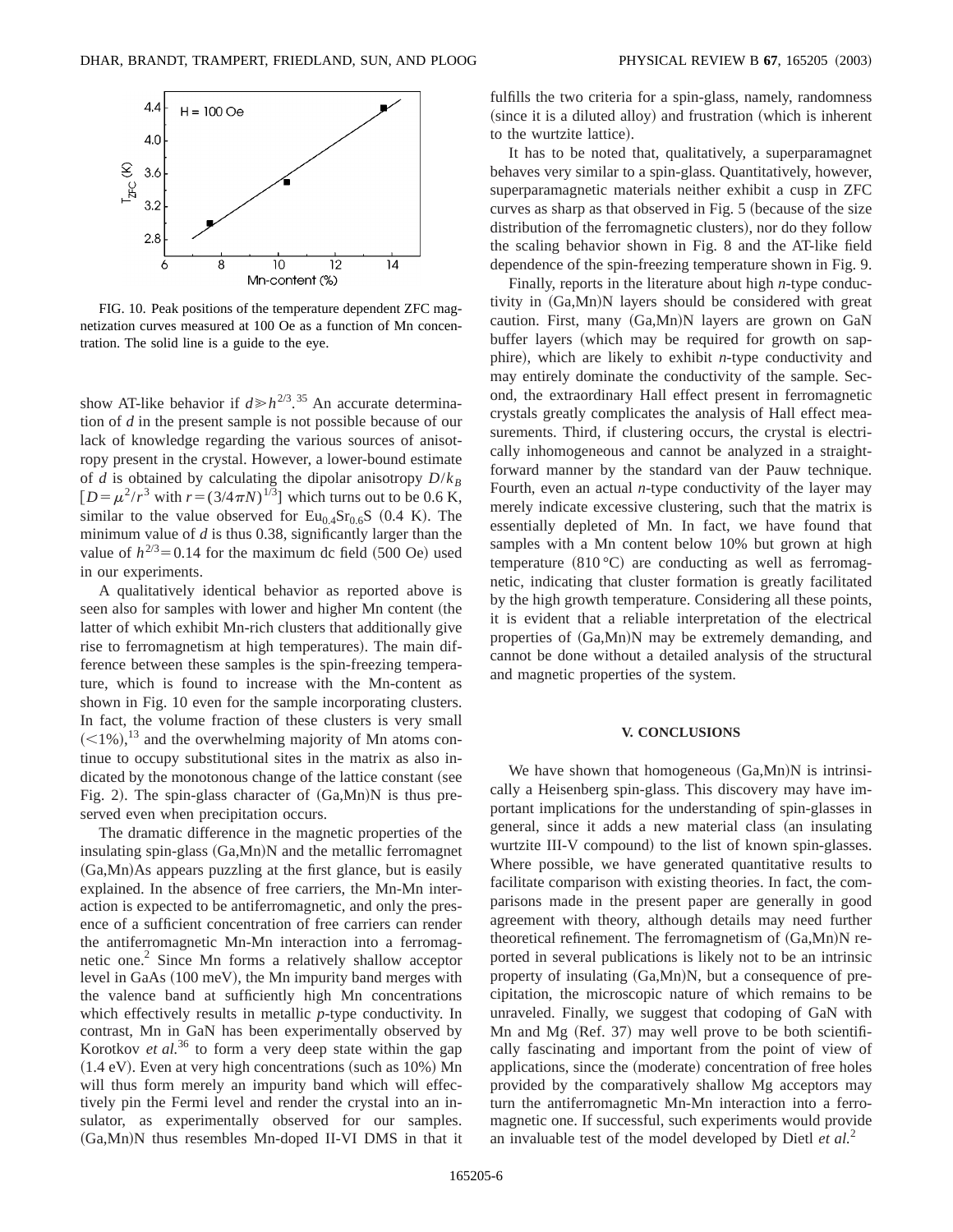FIG. 10. Peak positions of the temperature dependent ZFC magnetization curves measured at 100 Oe as a function of Mn concentration. The solid line is a guide to the eye.

show AT-like behavior if $d \gg h^{2/3}$.[35] An accurate determination of $d$ in the present sample is not possible because of our lack of knowledge regarding the various sources of anisotropy present in the crystal. However, a lower-bound estimate of $d$ is obtained by calculating the dipolar anisotropy $D/k_B$ [$D = \mu^2/r^3$ with $r = (3/4\pi N)^{1/3}$] which turns out to be 0.6 K, similar to the value observed for $Eu_{0.4}Sr_{0.6}S$ (0.4 K). The minimum value of $d$ is thus 0.38, significantly larger than the value of $h^{2/3} = 0.14$ for the maximum dc field (500 Oe) used in our experiments.

A qualitatively identical behavior as reported above is seen also for samples with lower and higher Mn content (the latter of which exhibit Mn-rich clusters that additionally give rise to ferromagnetism at high temperatures). The main difference between these samples is the spin-freezing temperature, which is found to increase with the Mn-content as shown in Fig. 10 even for the sample incorporating clusters. In fact, the volume fraction of these clusters is very small ($<1\%$),[13] and the overwhelming majority of Mn atoms continue to occupy substitutional sites in the matrix as also indicated by the monotonous change of the lattice constant (see Fig. 2). The spin-glass character of (Ga,Mn)N is thus preserved even when precipitation occurs.

The dramatic difference in the magnetic properties of the insulating spin-glass (Ga,Mn)N and the metallic ferromagnet (Ga,Mn)As appears puzzling at the first glance, but is easily explained. In the absence of free carriers, the Mn-Mn interaction is expected to be antiferromagnetic, and only the presence of a sufficient concentration of free carriers can render the antiferromagnetic Mn-Mn interaction into a ferromagnetic one.[2] Since Mn forms a relatively shallow acceptor level in GaAs (100 meV), the Mn impurity band merges with the valence band at sufficiently high Mn concentrations which effectively results in metallic $p$-type conductivity. In contrast, Mn in GaN has been experimentally observed by Korotkov *et al.*[36] to form a very deep state within the gap (1.4 eV). Even at very high concentrations (such as 10%) Mn will thus form merely an impurity band which will effectively pin the Fermi level and render the crystal into an insulator, as experimentally observed for our samples. (Ga,Mn)N thus resembles Mn-doped II-VI DMS in that it fulfills the two criteria for a spin-glass, namely, randomness (since it is a diluted alloy) and frustration (which is inherent to the wurtzite lattice).

It has to be noted that, qualitatively, a superparamagnet behaves very similar to a spin-glass. Quantitatively, however, superparamagnetic materials neither exhibit a cusp in ZFC curves as sharp as that observed in Fig. 5 (because of the size distribution of the ferromagnetic clusters), nor do they follow the scaling behavior shown in Fig. 8 and the AT-like field dependence of the spin-freezing temperature shown in Fig. 9.

Finally, reports in the literature about high $n$-type conductivity in (Ga,Mn)N layers should be considered with great caution. First, many (Ga,Mn)N layers are grown on GaN buffer layers (which may be required for growth on sapphire), which are likely to exhibit $n$-type conductivity and may entirely dominate the conductivity of the sample. Second, the extraordinary Hall effect present in ferromagnetic crystals greatly complicates the analysis of Hall effect measurements. Third, if clustering occurs, the crystal is electrically inhomogeneous and cannot be analyzed in a straightforward manner by the standard van der Pauw technique. Fourth, even an actual $n$-type conductivity of the layer may merely indicate excessive clustering, such that the matrix is essentially depleted of Mn. In fact, we have found that samples with a Mn content below 10% but grown at high temperature (810 °C) are conducting as well as ferromagnetic, indicating that cluster formation is greatly facilitated by the high growth temperature. Considering all these points, it is evident that a reliable interpretation of the electrical properties of (Ga,Mn)N may be extremely demanding, and cannot be done without a detailed analysis of the structural and magnetic properties of the system.

## V. CONCLUSIONS

We have shown that homogeneous (Ga,Mn)N is intrinsically a Heisenberg spin-glass. This discovery may have important implications for the understanding of spin-glasses in general, since it adds a new material class (an insulating wurtzite III-V compound) to the list of known spin-glasses. Where possible, we have generated quantitative results to facilitate comparison with existing theories. In fact, the comparisons made in the present paper are generally in good agreement with theory, although details may need further theoretical refinement. The ferromagnetism of (Ga,Mn)N reported in several publications is likely not to be an intrinsic property of insulating (Ga,Mn)N, but a consequence of precipitation, the microscopic nature of which remains to be unraveled. Finally, we suggest that codoping of GaN with Mn and Mg (Ref. 37) may well prove to be both scientifically fascinating and important from the point of view of applications, since the (moderate) concentration of free holes provided by the comparatively shallow Mg acceptors may turn the antiferromagnetic Mn-Mn interaction into a ferromagnetic one. If successful, such experiments would provide an invaluable test of the model developed by Dietl *et al.*[2]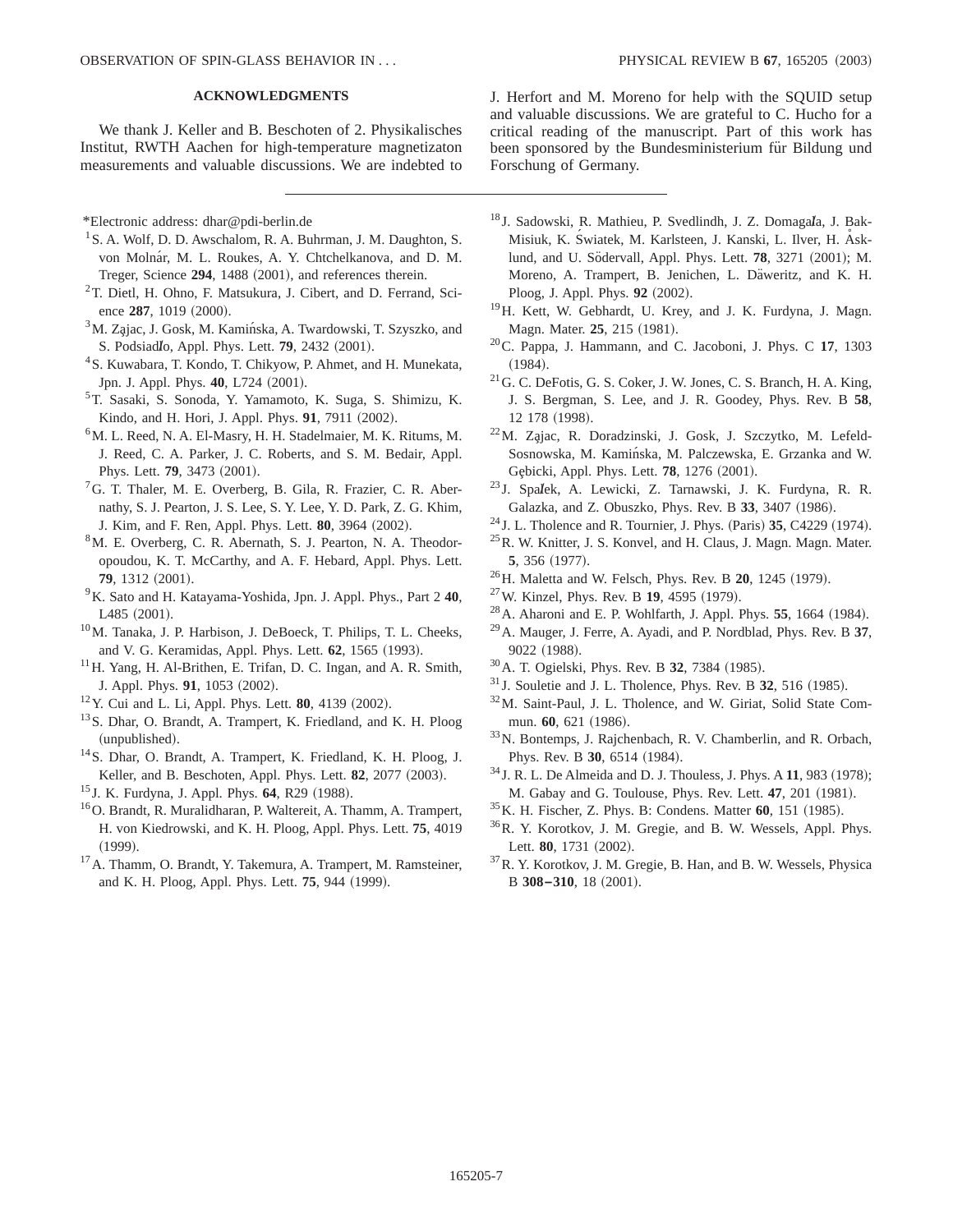## ACKNOWLEDGMENTS

We thank J. Keller and B. Beschoten of 2. Physikalisches Institut, RWTH Aachen for high-temperature magnetizaton measurements and valuable discussions. We are indebted to J. Herfort and M. Moreno for help with the SQUID setup and valuable discussions. We are grateful to C. Hucho for a critical reading of the manuscript. Part of this work has been sponsored by the Bundesministerium für Bildung und Forschung of Germany.

---

*Electronic address: dhar@pdi-berlin.de

[1] S. A. Wolf, D. D. Awschalom, R. A. Buhrman, J. M. Daughton, S. von Molnár, M. L. Roukes, A. Y. Chtchelkanova, and D. M. Treger, Science **294**, 1488 (2001), and references therein.

[2] T. Dietl, H. Ohno, F. Matsukura, J. Cibert, and D. Ferrand, Science **287**, 1019 (2000).

[3] M. Zajac, J. Gosk, M. Kamińska, A. Twardowski, T. Szyszko, and S. Podsiadło, Appl. Phys. Lett. **79**, 2432 (2001).

[4] S. Kuwabara, T. Kondo, T. Chikyow, P. Ahmet, and H. Munekata, Jpn. J. Appl. Phys. **40**, L724 (2001).

[5] T. Sasaki, S. Sonoda, Y. Yamamoto, K. Suga, S. Shimizu, K. Kindo, and H. Hori, J. Appl. Phys. **91**, 7911 (2002).

[6] M. L. Reed, N. A. El-Masry, H. H. Stadelmaier, M. K. Ritums, M. J. Reed, C. A. Parker, J. C. Roberts, and S. M. Bedair, Appl. Phys. Lett. **79**, 3473 (2001).

[7] G. T. Thaler, M. E. Overberg, B. Gila, R. Frazier, C. R. Abernathy, S. J. Pearton, J. S. Lee, S. Y. Lee, Y. D. Park, Z. G. Khim, J. Kim, and F. Ren, Appl. Phys. Lett. **80**, 3964 (2002).

[8] M. E. Overberg, C. R. Abernath, S. J. Pearton, N. A. Theodoropoudou, K. T. McCarthy, and A. F. Hebard, Appl. Phys. Lett. **79**, 1312 (2001).

[9] K. Sato and H. Katayama-Yoshida, Jpn. J. Appl. Phys., Part 2 **40**, L485 (2001).

[10] M. Tanaka, J. P. Harbison, J. DeBoeck, T. Philips, T. L. Cheeks, and V. G. Keramidas, Appl. Phys. Lett. **62**, 1565 (1993).

[11] H. Yang, H. Al-Brithen, E. Trifan, D. C. Ingan, and A. R. Smith, J. Appl. Phys. **91**, 1053 (2002).

[12] Y. Cui and L. Li, Appl. Phys. Lett. **80**, 4139 (2002).

[13] S. Dhar, O. Brandt, A. Trampert, K. Friedland, and K. H. Ploog (unpublished).

[14] S. Dhar, O. Brandt, A. Trampert, K. Friedland, K. H. Ploog, J. Keller, and B. Beschoten, Appl. Phys. Lett. **82**, 2077 (2003).

[15] J. K. Furdyna, J. Appl. Phys. **64**, R29 (1988).

[16] O. Brandt, R. Muralidharan, P. Waltereit, A. Thamm, A. Trampert, H. von Kiedrowski, and K. H. Ploog, Appl. Phys. Lett. **75**, 4019 (1999).

[17] A. Thamm, O. Brandt, Y. Takemura, A. Trampert, M. Ramsteiner, and K. H. Ploog, Appl. Phys. Lett. **75**, 944 (1999).

[18] J. Sadowski, R. Mathieu, P. Svedlindh, J. Z. Domagała, J. Bak-Misiuk, K. Światek, M. Karlsteen, J. Kanski, L. Ilver, H. Åsklund, and U. Södervall, Appl. Phys. Lett. **78**, 3271 (2001); M. Moreno, A. Trampert, B. Jenichen, L. Däweritz, and K. H. Ploog, J. Appl. Phys. **92** (2002).

[19] H. Kett, W. Gebhardt, U. Krey, and J. K. Furdyna, J. Magn. Magn. Mater. **25**, 215 (1981).

[20] C. Pappa, J. Hammann, and C. Jacoboni, J. Phys. C **17**, 1303 (1984).

[21] G. C. DeFotis, G. S. Coker, J. W. Jones, C. S. Branch, H. A. King, J. S. Bergman, S. Lee, and J. R. Goodey, Phys. Rev. B **58**, 12 178 (1998).

[22] M. Zajac, R. Doradzinski, J. Gosk, J. Szczytko, M. Lefeld-Sosnowska, M. Kamińska, M. Palczewska, E. Grzanka and W. Gębicki, Appl. Phys. Lett. **78**, 1276 (2001).

[23] J. Spałek, A. Lewicki, Z. Tarnawski, J. K. Furdyna, R. R. Galazka, and Z. Obuszko, Phys. Rev. B **33**, 3407 (1986).

[24] J. L. Tholence and R. Tournier, J. Phys. (Paris) **35**, C4229 (1974).

[25] R. W. Knitter, J. S. Konvel, and H. Claus, J. Magn. Magn. Mater. **5**, 356 (1977).

[26] H. Maletta and W. Felsch, Phys. Rev. B **20**, 1245 (1979).

[27] W. Kinzel, Phys. Rev. B **19**, 4595 (1979).

[28] A. Aharoni and E. P. Wohlfarth, J. Appl. Phys. **55**, 1664 (1984).

[29] A. Mauger, J. Ferre, A. Ayadi, and P. Nordblad, Phys. Rev. B **37**, 9022 (1988).

[30] A. T. Ogielski, Phys. Rev. B **32**, 7384 (1985).

[31] J. Souletie and J. L. Tholence, Phys. Rev. B **32**, 516 (1985).

[32] M. Saint-Paul, J. L. Tholence, and W. Giriat, Solid State Commun. **60**, 621 (1986).

[33] N. Bontemps, J. Rajchenbach, R. V. Chamberlin, and R. Orbach, Phys. Rev. B **30**, 6514 (1984).

[34] J. R. L. De Almeida and D. J. Thouless, J. Phys. A **11**, 983 (1978); M. Gabay and G. Toulouse, Phys. Rev. Lett. **47**, 201 (1981).

[35] K. H. Fischer, Z. Phys. B: Condens. Matter **60**, 151 (1985).

[36] R. Y. Korotkov, J. M. Gregie, and B. W. Wessels, Appl. Phys. Lett. **80**, 1731 (2002).

[37] R. Y. Korotkov, J. M. Gregie, B. Han, and B. W. Wessels, Physica B **308–310**, 18 (2001).